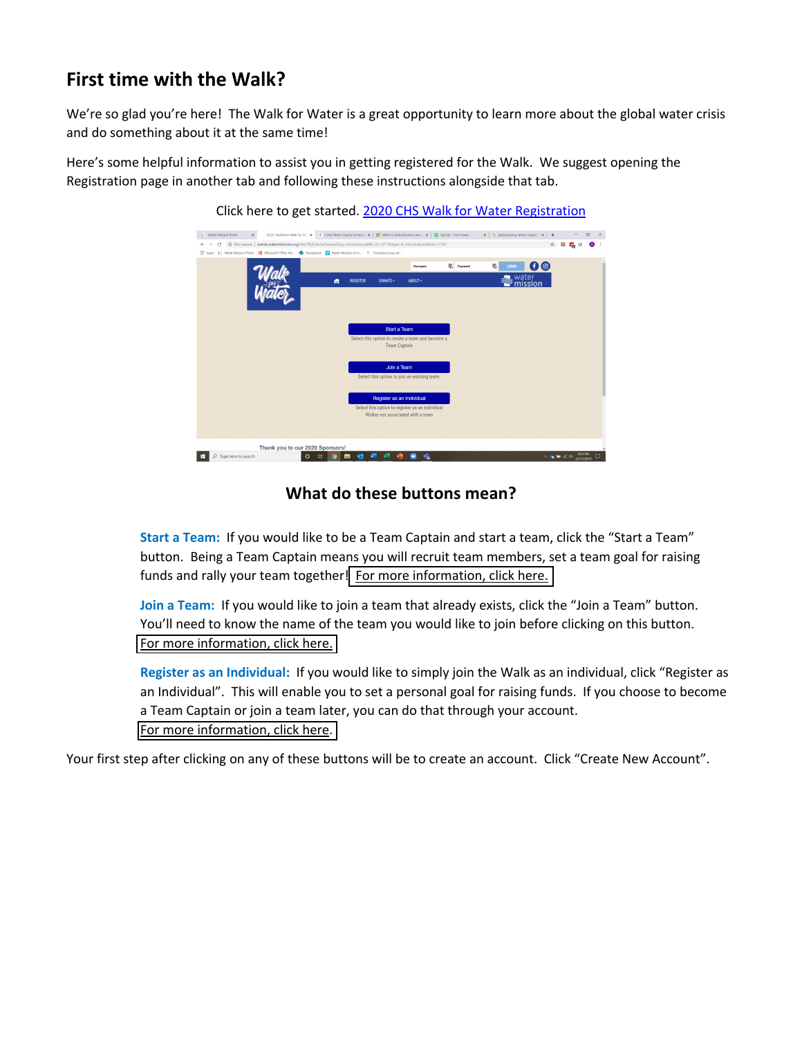## First time with the Walk?

We're so glad you're here! The Walk for Water is a great opportunity to learn more about the global water crisis and do something about it at the same time!

Here's some helpful information to assist you in getting registered for the Walk. We suggest opening the Registration page in another tab and following these instructions alongside that tab.

Click here to get started. 2020 CHS Walk for Water Registration

### What do these buttons mean?

**Start a Team:** If you would like to be a Team Captain and start a team, click the "Start a Team" button. Being a Team Captain means you will recruit team members, set a team goal for raising funds and rally your team together! For more information, click here.

**Join a Team:** If you would like to join a team that already exists, click the "Join a Team" button. You'll need to know the name of the team you would like to join before clicking on this button. For more information, click here.

**Register as an Individual:** If you would like to simply join the Walk as an individual, click "Register as an Individual". This will enable you to set a personal goal for raising funds. If you choose to become a Team Captain or join a team later, you can do that through your account. For more information, click here.

Your first step after clicking on any of these buttons will be to create an account. Click "Create New Account".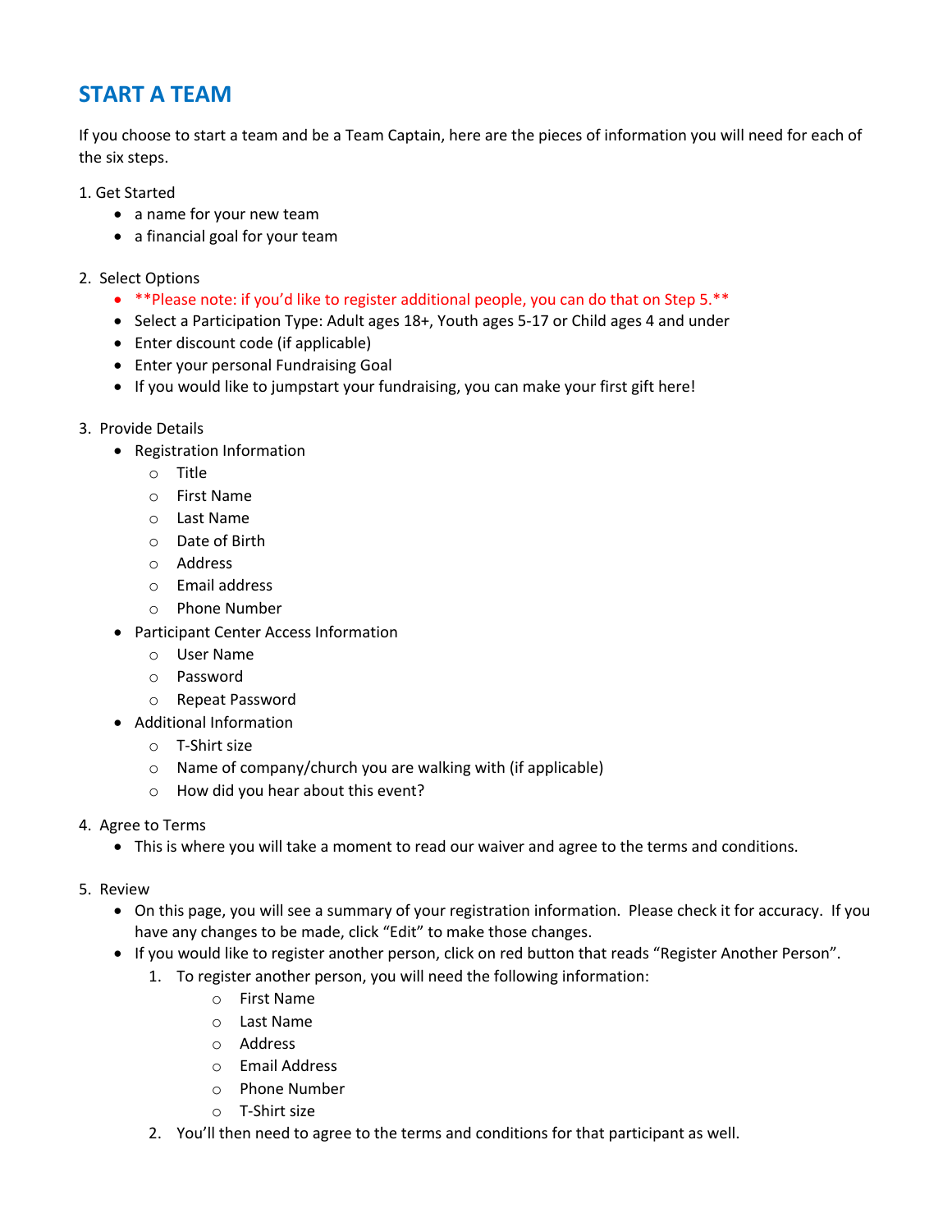# START A TEAM

If you choose to start a team and be a Team Captain, here are the pieces of information you will need for each of the six steps.

1. Get Started
    - a name for your new team
    - a financial goal for your team

2. Select Options
    - **Please note: if you'd like to register additional people, you can do that on Step 5.**
    - Select a Participation Type: Adult ages 18+, Youth ages 5-17 or Child ages 4 and under
    - Enter discount code (if applicable)
    - Enter your personal Fundraising Goal
    - If you would like to jumpstart your fundraising, you can make your first gift here!

3. Provide Details
    - Registration Information
        - Title
        - First Name
        - Last Name
        - Date of Birth
        - Address
        - Email address
        - Phone Number
    - Participant Center Access Information
        - User Name
        - Password
        - Repeat Password
    - Additional Information
        - T-Shirt size
        - Name of company/church you are walking with (if applicable)
        - How did you hear about this event?

4. Agree to Terms
    - This is where you will take a moment to read our waiver and agree to the terms and conditions.

5. Review
    - On this page, you will see a summary of your registration information. Please check it for accuracy. If you have any changes to be made, click "Edit" to make those changes.
    - If you would like to register another person, click on red button that reads "Register Another Person".
        1. To register another person, you will need the following information:
            - First Name
            - Last Name
            - Address
            - Email Address
            - Phone Number
            - T-Shirt size
        2. You'll then need to agree to the terms and conditions for that participant as well.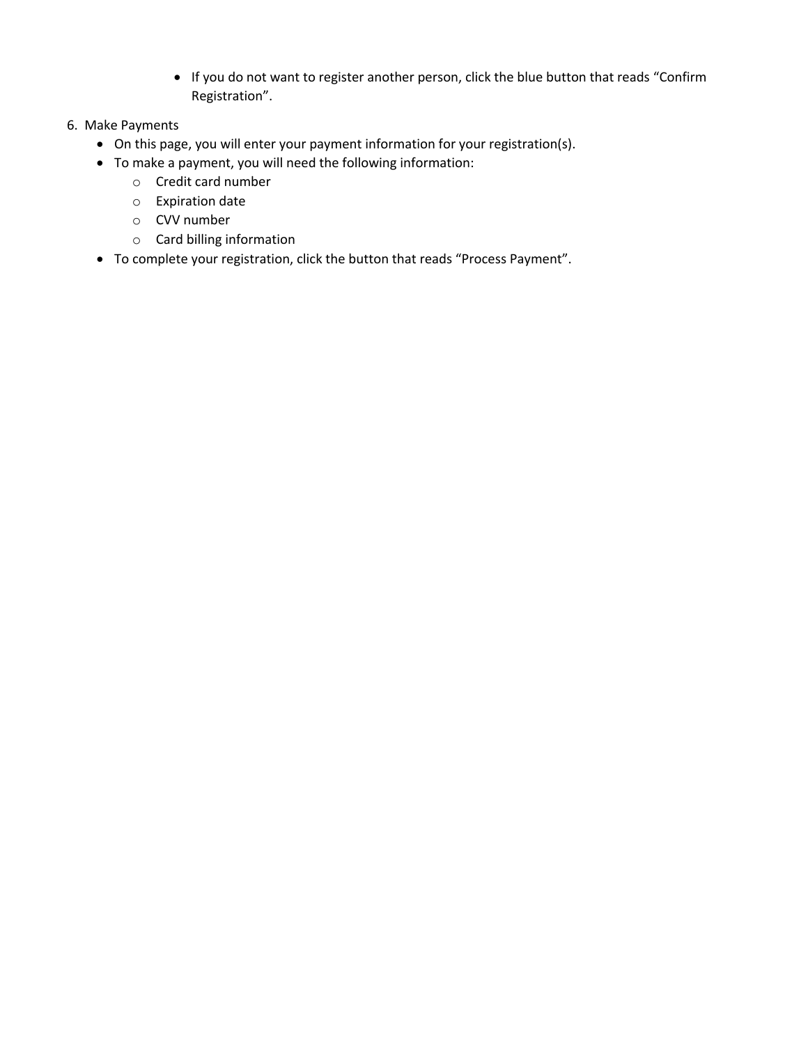- If you do not want to register another person, click the blue button that reads "Confirm Registration".

6. Make Payments
    - On this page, you will enter your payment information for your registration(s).
    - To make a payment, you will need the following information:
        - Credit card number
        - Expiration date
        - CVV number
        - Card billing information
    - To complete your registration, click the button that reads "Process Payment".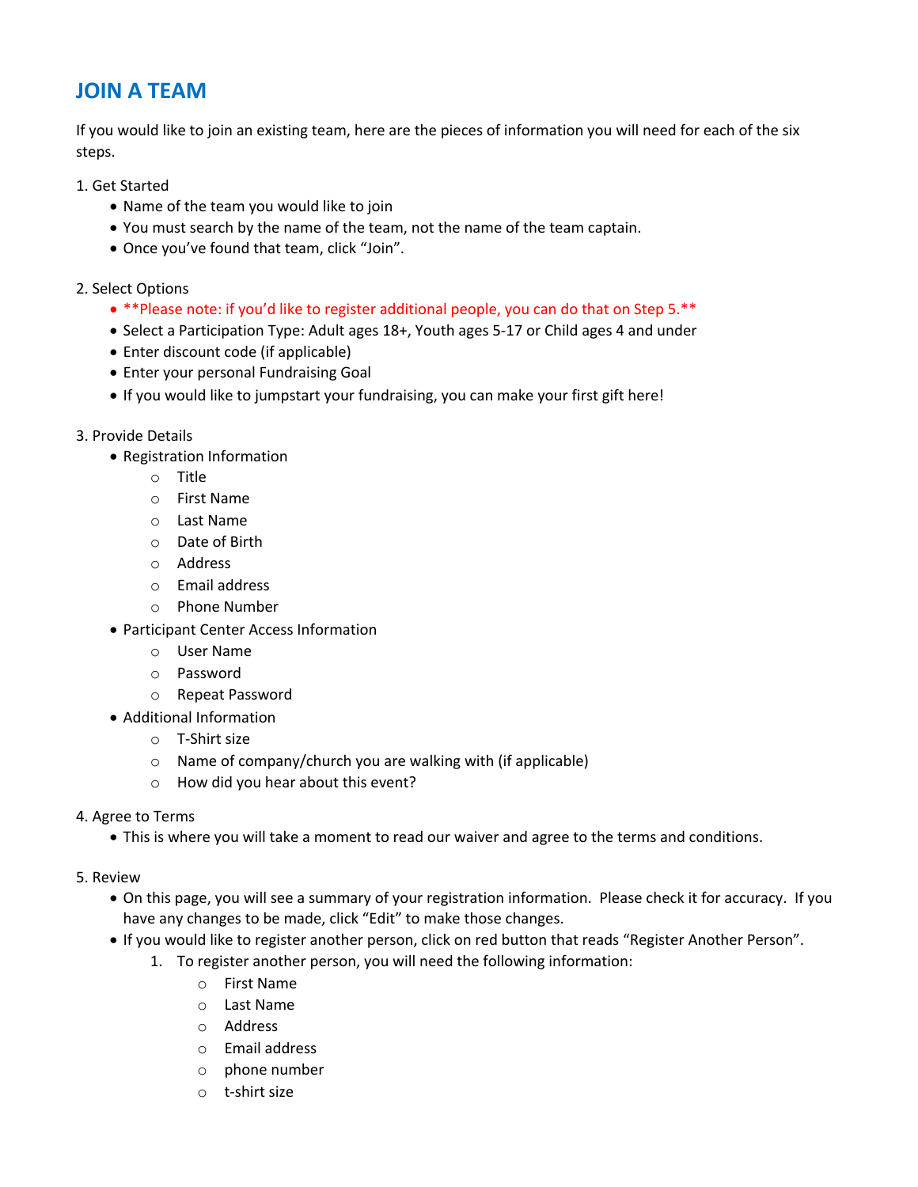## JOIN A TEAM

If you would like to join an existing team, here are the pieces of information you will need for each of the six steps.

1. Get Started
   - Name of the team you would like to join
   - You must search by the name of the team, not the name of the team captain.
   - Once you've found that team, click "Join".

2. Select Options
   - **Please note: if you'd like to register additional people, you can do that on Step 5.**
   - Select a Participation Type: Adult ages 18+, Youth ages 5-17 or Child ages 4 and under
   - Enter discount code (if applicable)
   - Enter your personal Fundraising Goal
   - If you would like to jumpstart your fundraising, you can make your first gift here!

3. Provide Details
   - Registration Information
     - Title
     - First Name
     - Last Name
     - Date of Birth
     - Address
     - Email address
     - Phone Number
   - Participant Center Access Information
     - User Name
     - Password
     - Repeat Password
   - Additional Information
     - T-Shirt size
     - Name of company/church you are walking with (if applicable)
     - How did you hear about this event?

4. Agree to Terms
   - This is where you will take a moment to read our waiver and agree to the terms and conditions.

5. Review
   - On this page, you will see a summary of your registration information. Please check it for accuracy. If you have any changes to be made, click "Edit" to make those changes.
   - If you would like to register another person, click on red button that reads "Register Another Person".
     1. To register another person, you will need the following information:
        - First Name
        - Last Name
        - Address
        - Email address
        - phone number
        - t-shirt size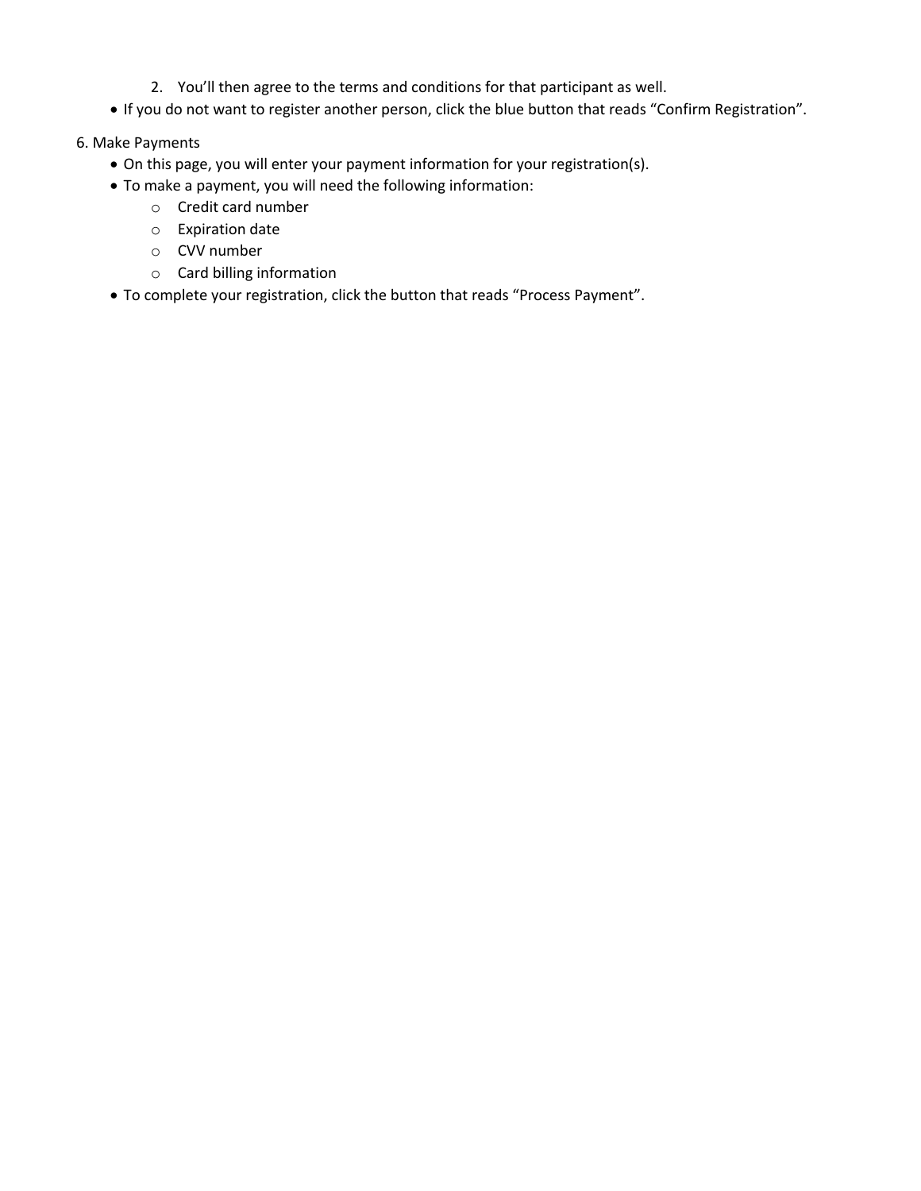2. You'll then agree to the terms and conditions for that participant as well.
- If you do not want to register another person, click the blue button that reads "Confirm Registration".

6. Make Payments
- On this page, you will enter your payment information for your registration(s).
- To make a payment, you will need the following information:
    - Credit card number
    - Expiration date
    - CVV number
    - Card billing information
- To complete your registration, click the button that reads "Process Payment".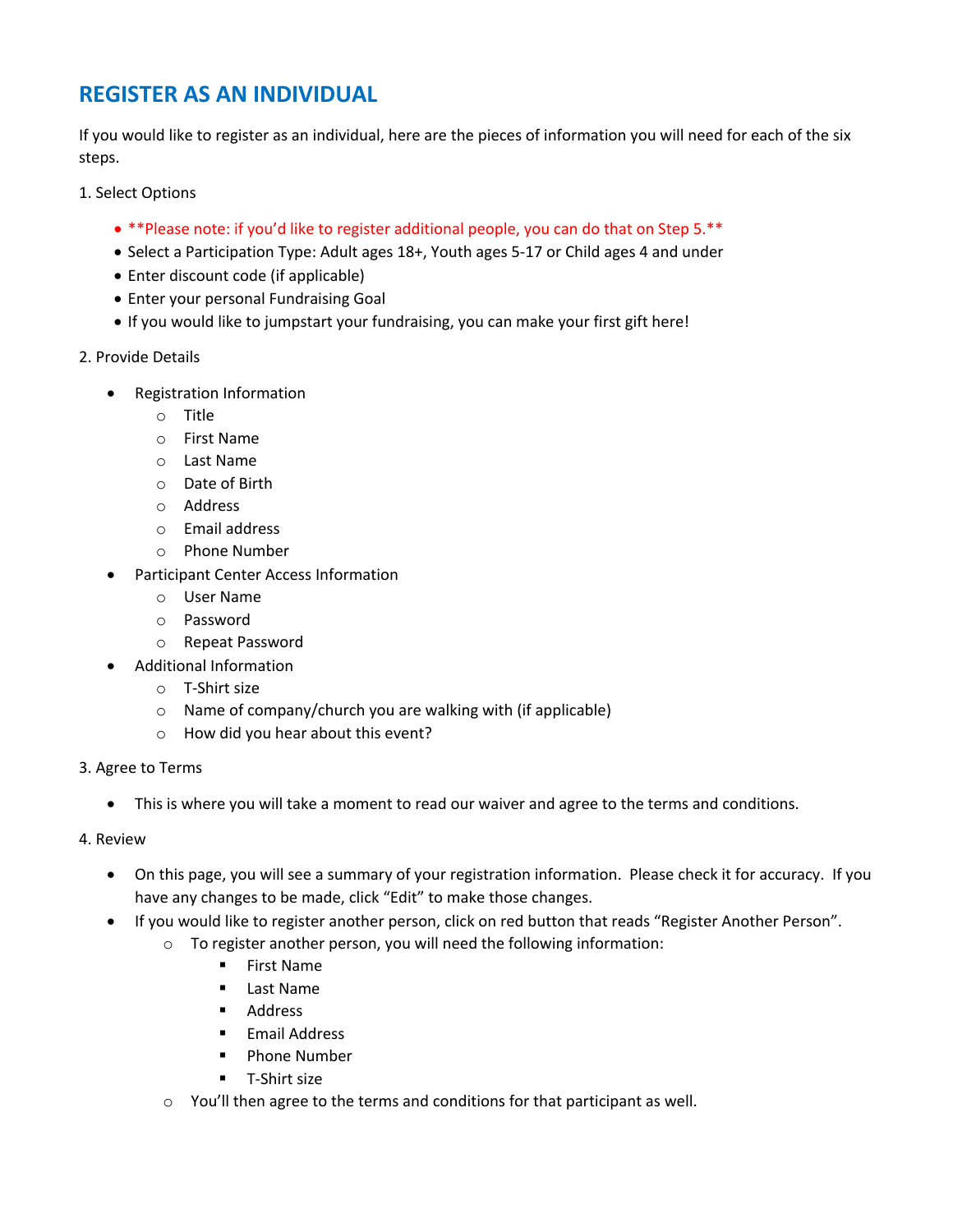## REGISTER AS AN INDIVIDUAL

If you would like to register as an individual, here are the pieces of information you will need for each of the six steps.

1. Select Options
    - **Please note: if you'd like to register additional people, you can do that on Step 5.**
    - Select a Participation Type: Adult ages 18+, Youth ages 5-17 or Child ages 4 and under
    - Enter discount code (if applicable)
    - Enter your personal Fundraising Goal
    - If you would like to jumpstart your fundraising, you can make your first gift here!

2. Provide Details
    - Registration Information
        - Title
        - First Name
        - Last Name
        - Date of Birth
        - Address
        - Email address
        - Phone Number
    - Participant Center Access Information
        - User Name
        - Password
        - Repeat Password
    - Additional Information
        - T-Shirt size
        - Name of company/church you are walking with (if applicable)
        - How did you hear about this event?

3. Agree to Terms
    - This is where you will take a moment to read our waiver and agree to the terms and conditions.

4. Review
    - On this page, you will see a summary of your registration information. Please check it for accuracy. If you have any changes to be made, click "Edit" to make those changes.
    - If you would like to register another person, click on red button that reads "Register Another Person".
        - To register another person, you will need the following information:
            - First Name
            - Last Name
            - Address
            - Email Address
            - Phone Number
            - T-Shirt size
        - You'll then agree to the terms and conditions for that participant as well.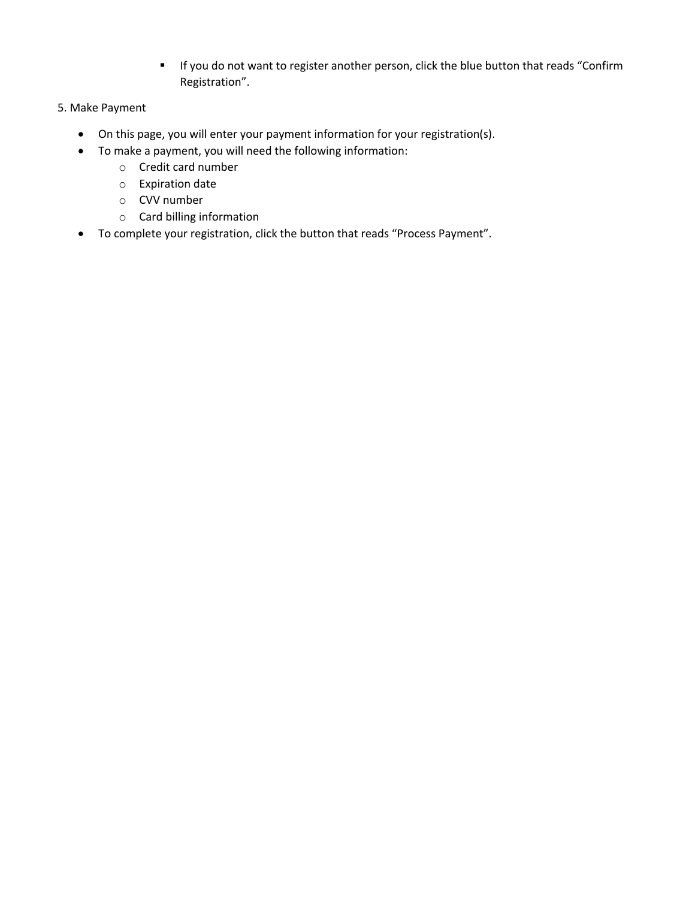- If you do not want to register another person, click the blue button that reads “Confirm Registration”.

5. Make Payment

- On this page, you will enter your payment information for your registration(s).
- To make a payment, you will need the following information:
    - Credit card number
    - Expiration date
    - CVV number
    - Card billing information
- To complete your registration, click the button that reads “Process Payment”.